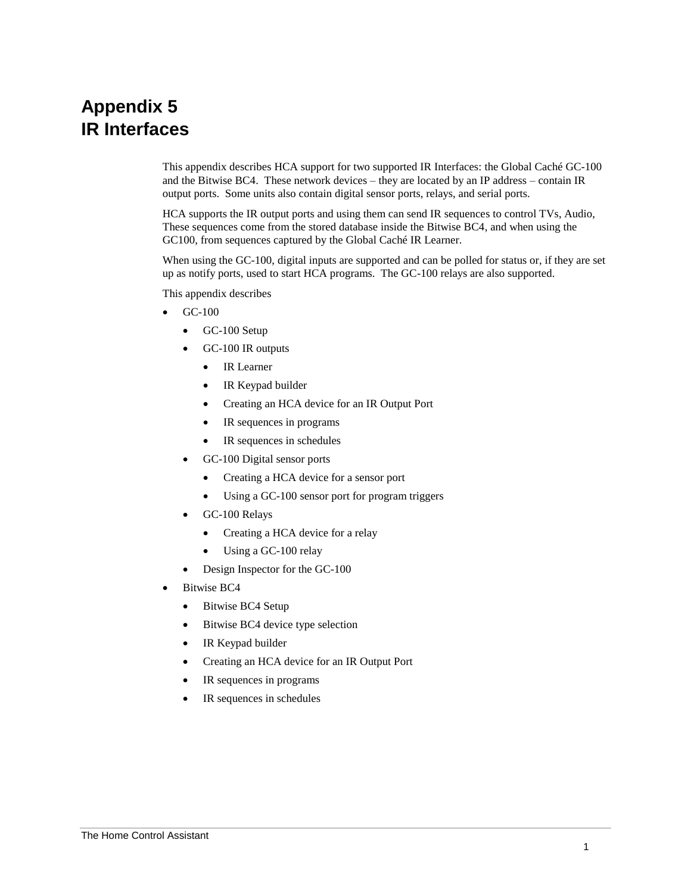# Appendix 5
# IR Interfaces

This appendix describes HCA support for two supported IR Interfaces: the Global Caché GC-100 and the Bitwise BC4. These network devices – they are located by an IP address – contain IR output ports. Some units also contain digital sensor ports, relays, and serial ports.

HCA supports the IR output ports and using them can send IR sequences to control TVs, Audio, These sequences come from the stored database inside the Bitwise BC4, and when using the GC100, from sequences captured by the Global Caché IR Learner.

When using the GC-100, digital inputs are supported and can be polled for status or, if they are set up as notify ports, used to start HCA programs. The GC-100 relays are also supported.

This appendix describes

- GC-100
  - GC-100 Setup
  - GC-100 IR outputs
    - IR Learner
    - IR Keypad builder
    - Creating an HCA device for an IR Output Port
    - IR sequences in programs
    - IR sequences in schedules
  - GC-100 Digital sensor ports
    - Creating a HCA device for a sensor port
    - Using a GC-100 sensor port for program triggers
  - GC-100 Relays
    - Creating a HCA device for a relay
    - Using a GC-100 relay
  - Design Inspector for the GC-100
- Bitwise BC4
  - Bitwise BC4 Setup
  - Bitwise BC4 device type selection
  - IR Keypad builder
  - Creating an HCA device for an IR Output Port
  - IR sequences in programs
  - IR sequences in schedules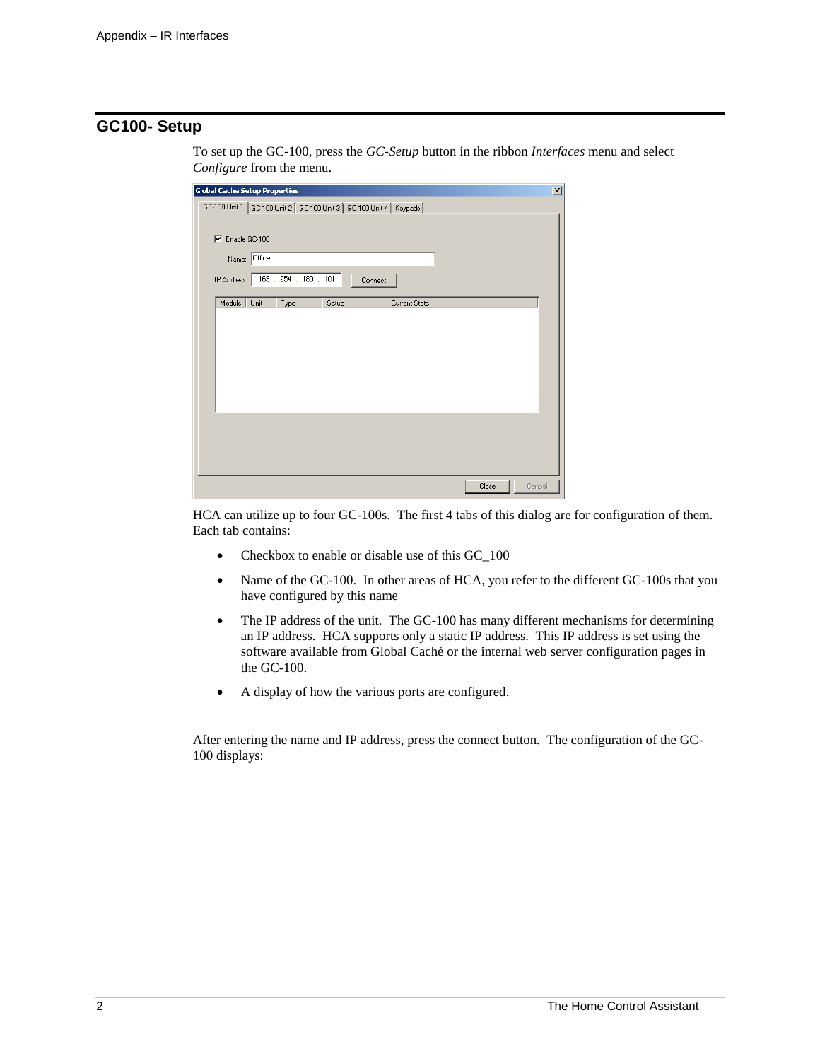## GC100- Setup

To set up the GC-100, press the *GC-Setup* button in the ribbon *Interfaces* menu and select *Configure* from the menu.

HCA can utilize up to four GC-100s. The first 4 tabs of this dialog are for configuration of them. Each tab contains:

- Checkbox to enable or disable use of this GC_100
- Name of the GC-100. In other areas of HCA, you refer to the different GC-100s that you have configured by this name
- The IP address of the unit. The GC-100 has many different mechanisms for determining an IP address. HCA supports only a static IP address. This IP address is set using the software available from Global Caché or the internal web server configuration pages in the GC-100.
- A display of how the various ports are configured.

After entering the name and IP address, press the connect button. The configuration of the GC-100 displays: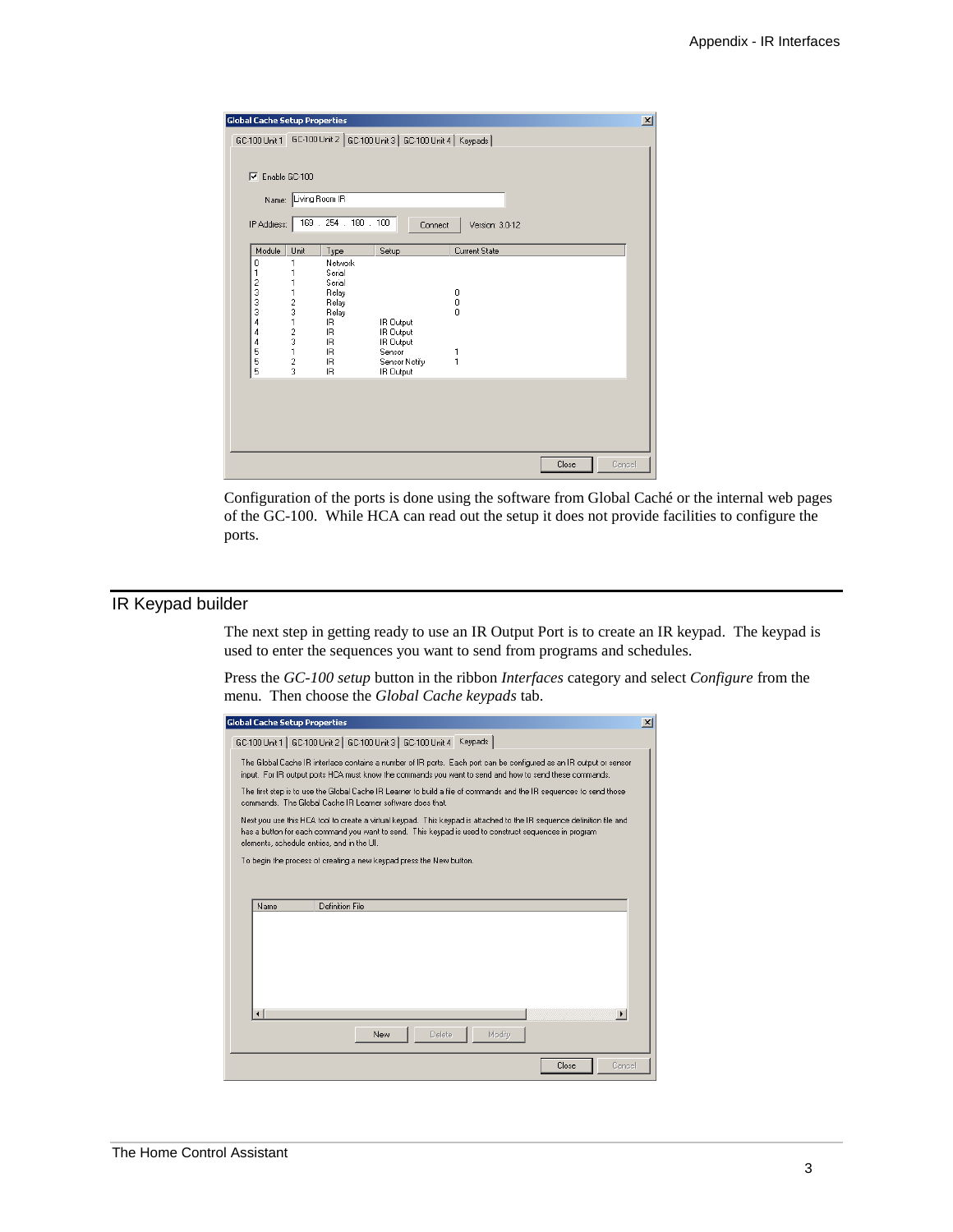Configuration of the ports is done using the software from Global Caché or the internal web pages of the GC-100. While HCA can read out the setup it does not provide facilities to configure the ports.

## IR Keypad builder

The next step in getting ready to use an IR Output Port is to create an IR keypad. The keypad is used to enter the sequences you want to send from programs and schedules.

Press the *GC-100 setup* button in the ribbon *Interfaces* category and select *Configure* from the menu. Then choose the *Global Cache keypads* tab.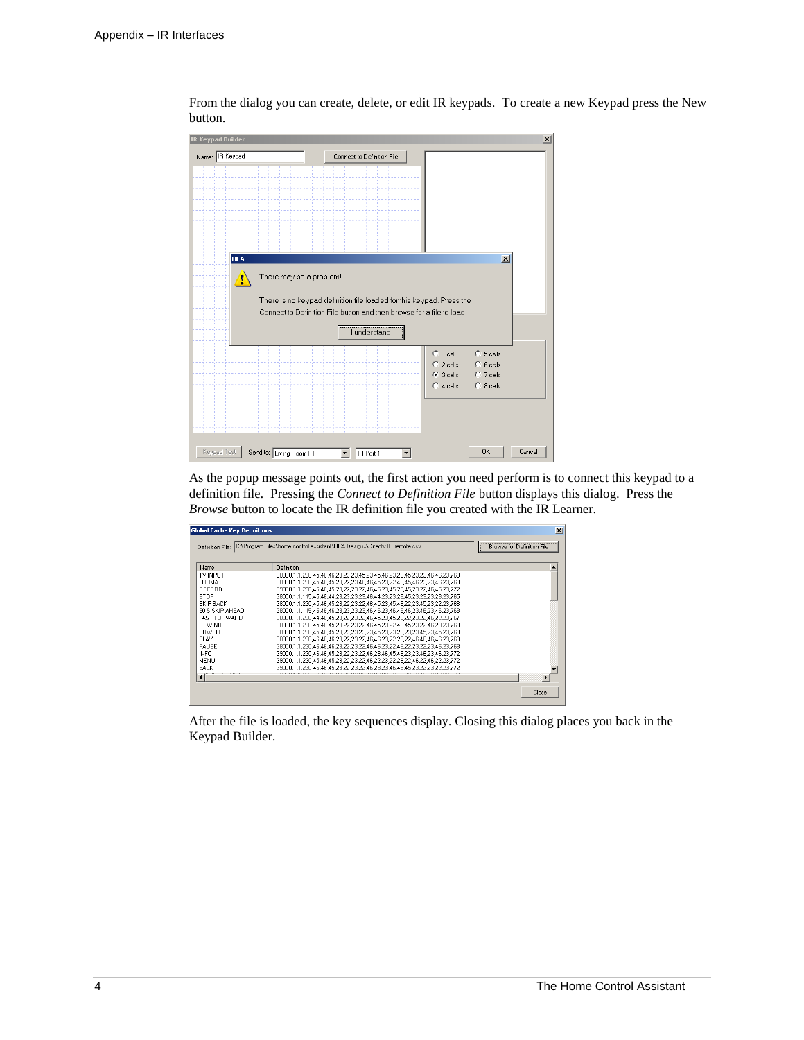From the dialog you can create, delete, or edit IR keypads. To create a new Keypad press the New button.

As the popup message points out, the first action you need perform is to connect this keypad to a definition file. Pressing the *Connect to Definition File* button displays this dialog. Press the *Browse* button to locate the IR definition file you created with the IR Learner.

After the file is loaded, the key sequences display. Closing this dialog places you back in the Keypad Builder.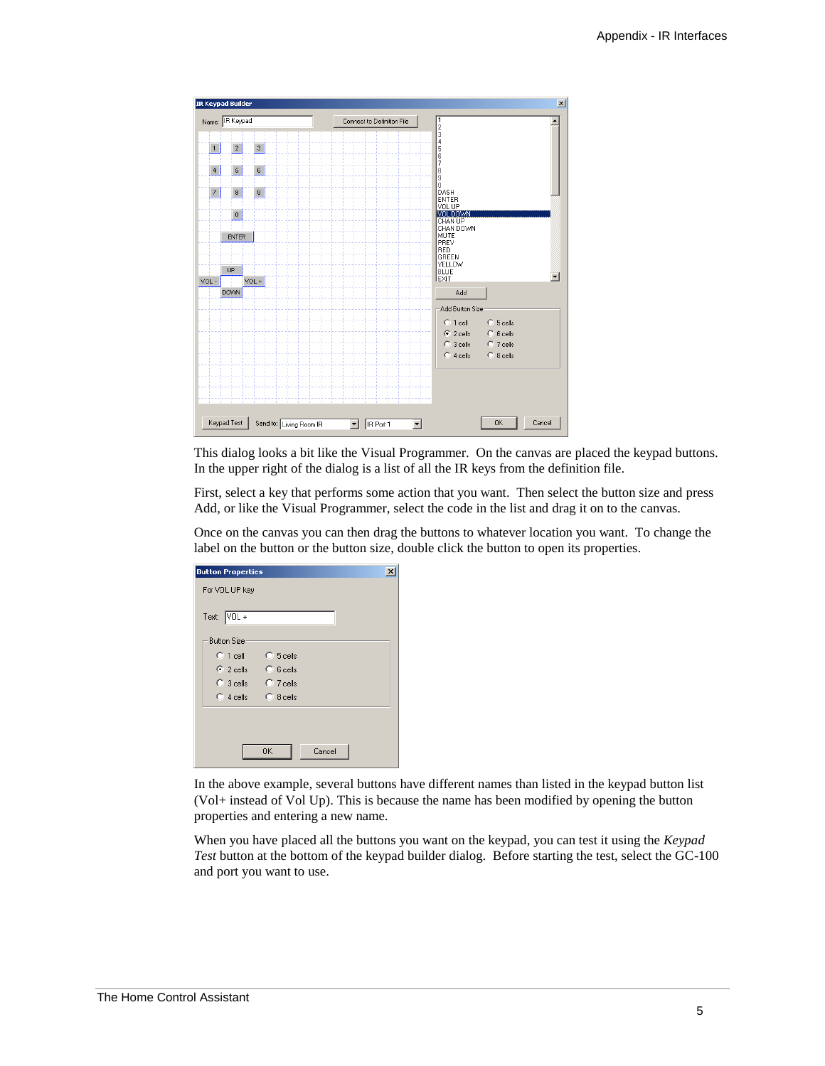This dialog looks a bit like the Visual Programmer. On the canvas are placed the keypad buttons. In the upper right of the dialog is a list of all the IR keys from the definition file.

First, select a key that performs some action that you want. Then select the button size and press Add, or like the Visual Programmer, select the code in the list and drag it on to the canvas.

Once on the canvas you can then drag the buttons to whatever location you want. To change the label on the button or the button size, double click the button to open its properties.

In the above example, several buttons have different names than listed in the keypad button list (Vol+ instead of Vol Up). This is because the name has been modified by opening the button properties and entering a new name.

When you have placed all the buttons you want on the keypad, you can test it using the *Keypad Test* button at the bottom of the keypad builder dialog. Before starting the test, select the GC-100 and port you want to use.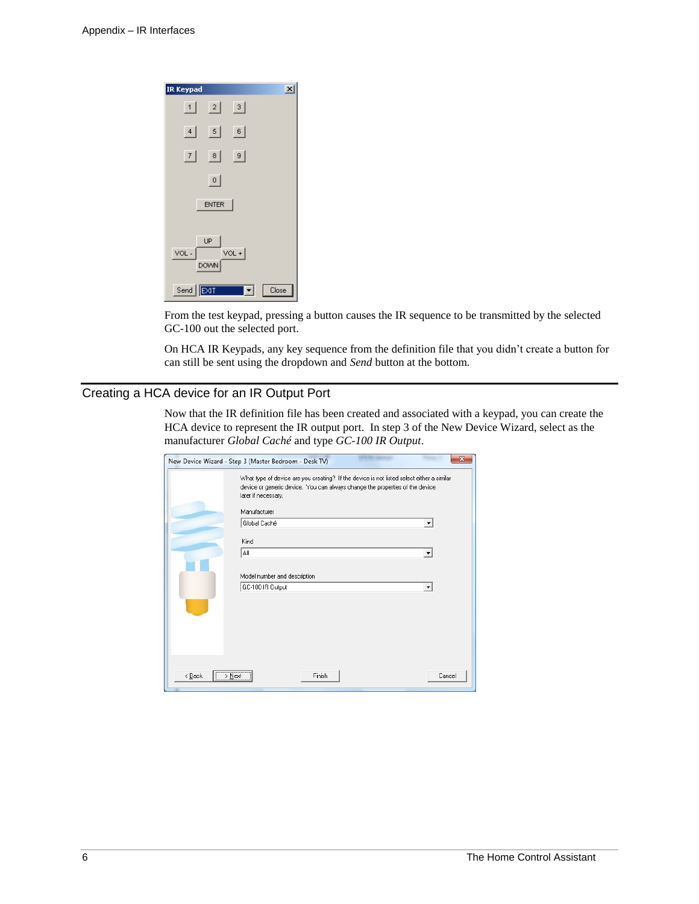From the test keypad, pressing a button causes the IR sequence to be transmitted by the selected GC-100 out the selected port.

On HCA IR Keypads, any key sequence from the definition file that you didn't create a button for can still be sent using the dropdown and *Send* button at the bottom.

## Creating a HCA device for an IR Output Port

Now that the IR definition file has been created and associated with a keypad, you can create the HCA device to represent the IR output port. In step 3 of the New Device Wizard, select as the manufacturer *Global Caché* and type *GC-100 IR Output*.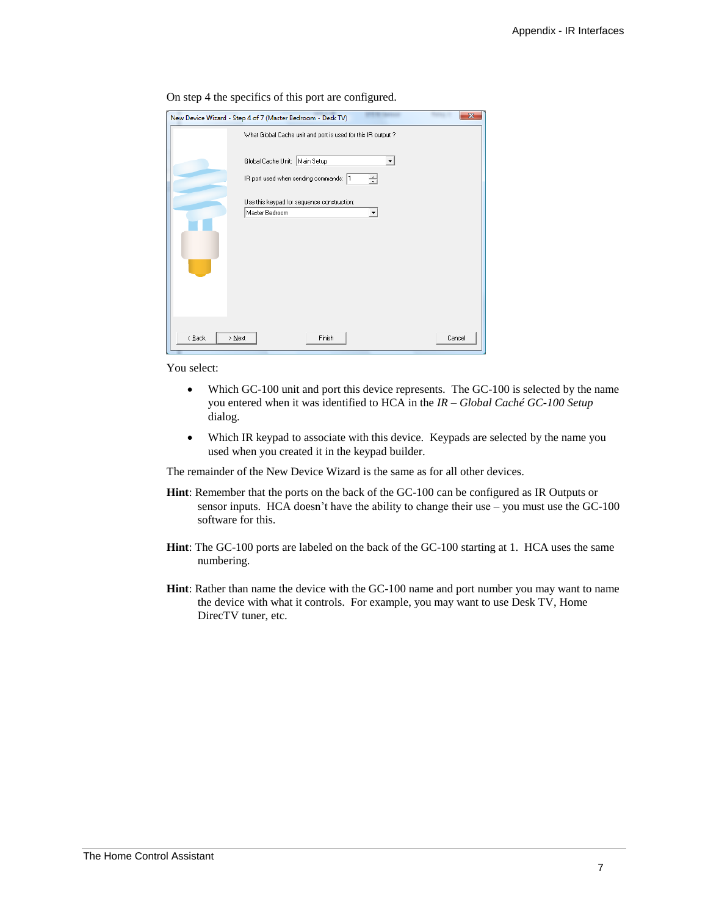On step 4 the specifics of this port are configured.

You select:

- Which GC-100 unit and port this device represents. The GC-100 is selected by the name you entered when it was identified to HCA in the *IR – Global Caché GC-100 Setup* dialog.
- Which IR keypad to associate with this device. Keypads are selected by the name you used when you created it in the keypad builder.

The remainder of the New Device Wizard is the same as for all other devices.

**Hint**: Remember that the ports on the back of the GC-100 can be configured as IR Outputs or sensor inputs. HCA doesn't have the ability to change their use – you must use the GC-100 software for this.

**Hint**: The GC-100 ports are labeled on the back of the GC-100 starting at 1. HCA uses the same numbering.

**Hint**: Rather than name the device with the GC-100 name and port number you may want to name the device with what it controls. For example, you may want to use Desk TV, Home DirecTV tuner, etc.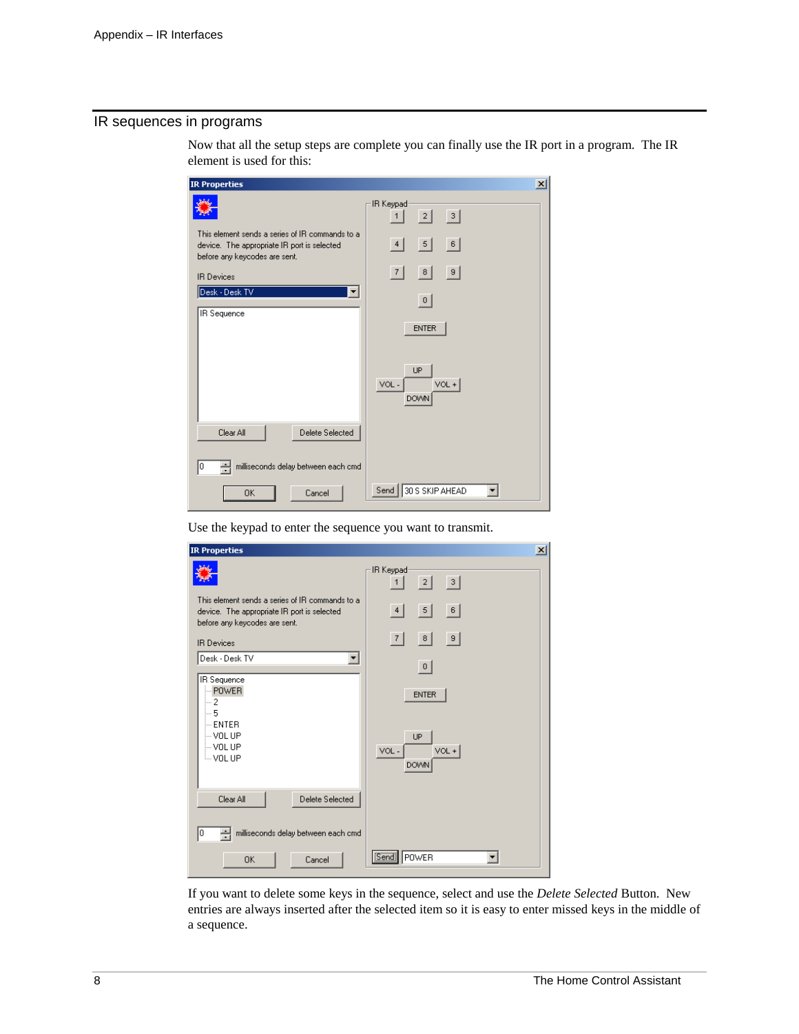## IR sequences in programs

Now that all the setup steps are complete you can finally use the IR port in a program. The IR element is used for this:

Use the keypad to enter the sequence you want to transmit.

If you want to delete some keys in the sequence, select and use the *Delete Selected* Button. New entries are always inserted after the selected item so it is easy to enter missed keys in the middle of a sequence.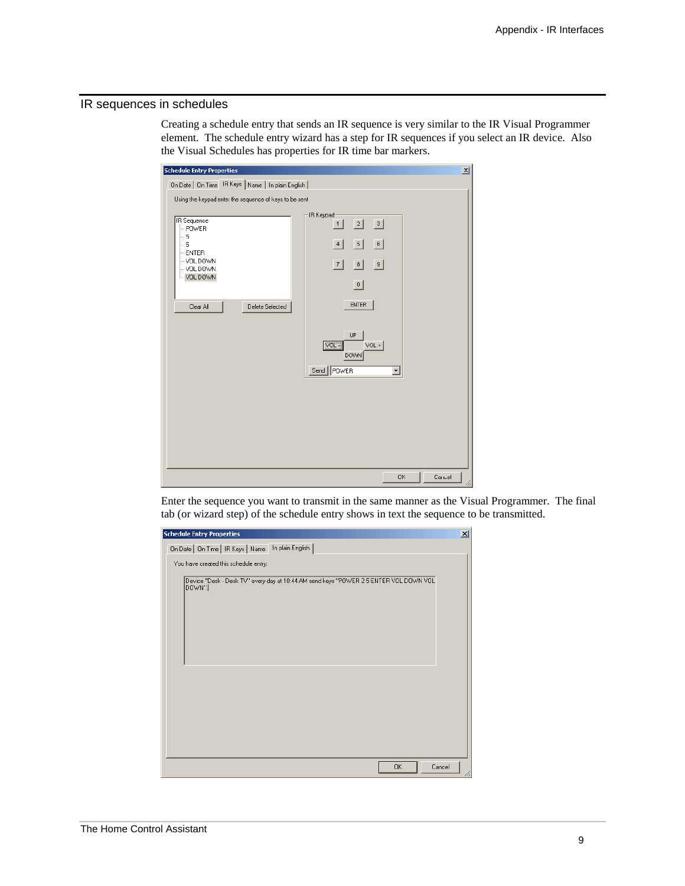## IR sequences in schedules

Creating a schedule entry that sends an IR sequence is very similar to the IR Visual Programmer element. The schedule entry wizard has a step for IR sequences if you select an IR device. Also the Visual Schedules has properties for IR time bar markers.

Enter the sequence you want to transmit in the same manner as the Visual Programmer. The final tab (or wizard step) of the schedule entry shows in text the sequence to be transmitted.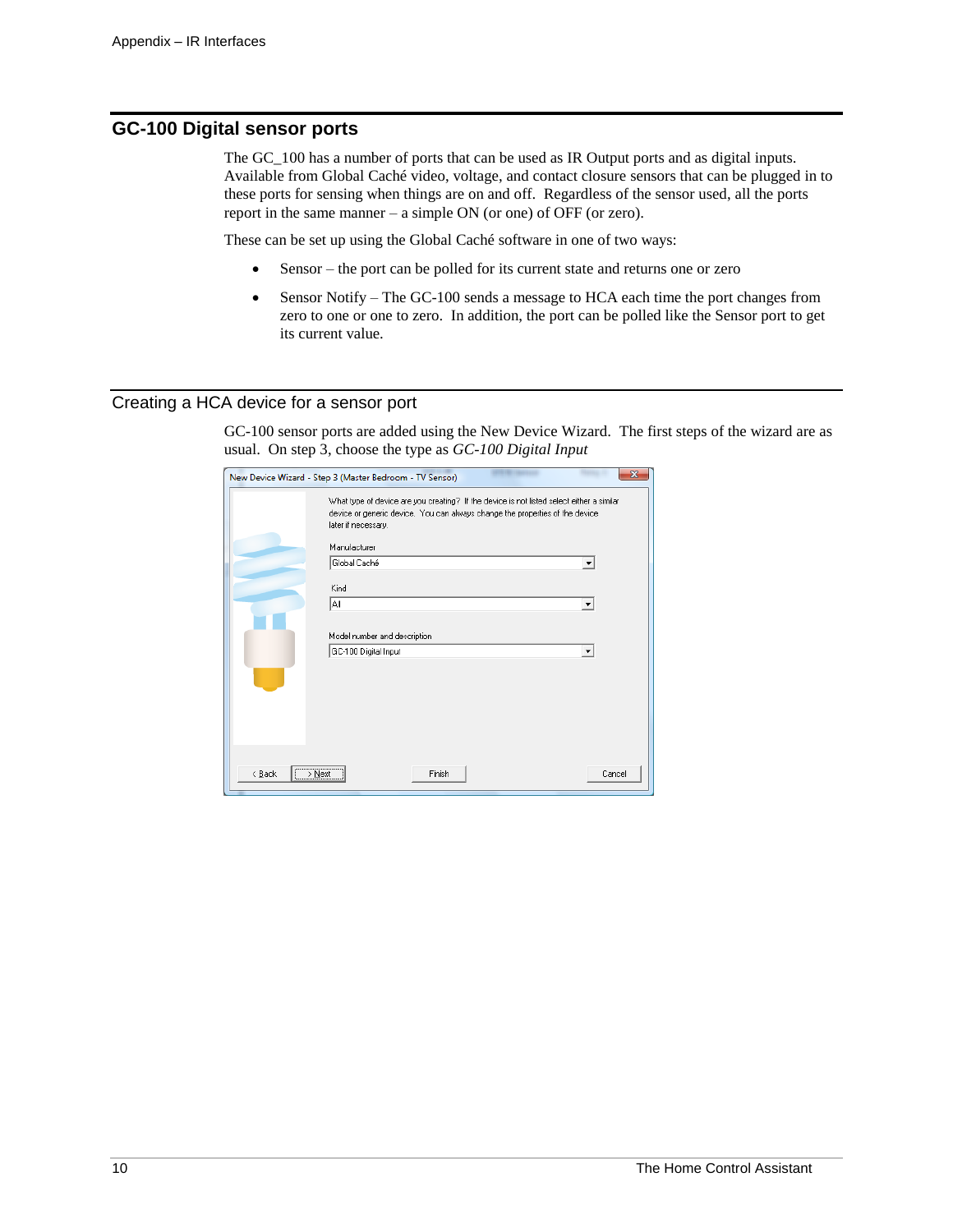## GC-100 Digital sensor ports

The GC_100 has a number of ports that can be used as IR Output ports and as digital inputs. Available from Global Caché video, voltage, and contact closure sensors that can be plugged in to these ports for sensing when things are on and off. Regardless of the sensor used, all the ports report in the same manner – a simple ON (or one) of OFF (or zero).

These can be set up using the Global Caché software in one of two ways:

- Sensor – the port can be polled for its current state and returns one or zero
- Sensor Notify – The GC-100 sends a message to HCA each time the port changes from zero to one or one to zero. In addition, the port can be polled like the Sensor port to get its current value.

### Creating a HCA device for a sensor port

GC-100 sensor ports are added using the New Device Wizard. The first steps of the wizard are as usual. On step 3, choose the type as *GC-100 Digital Input*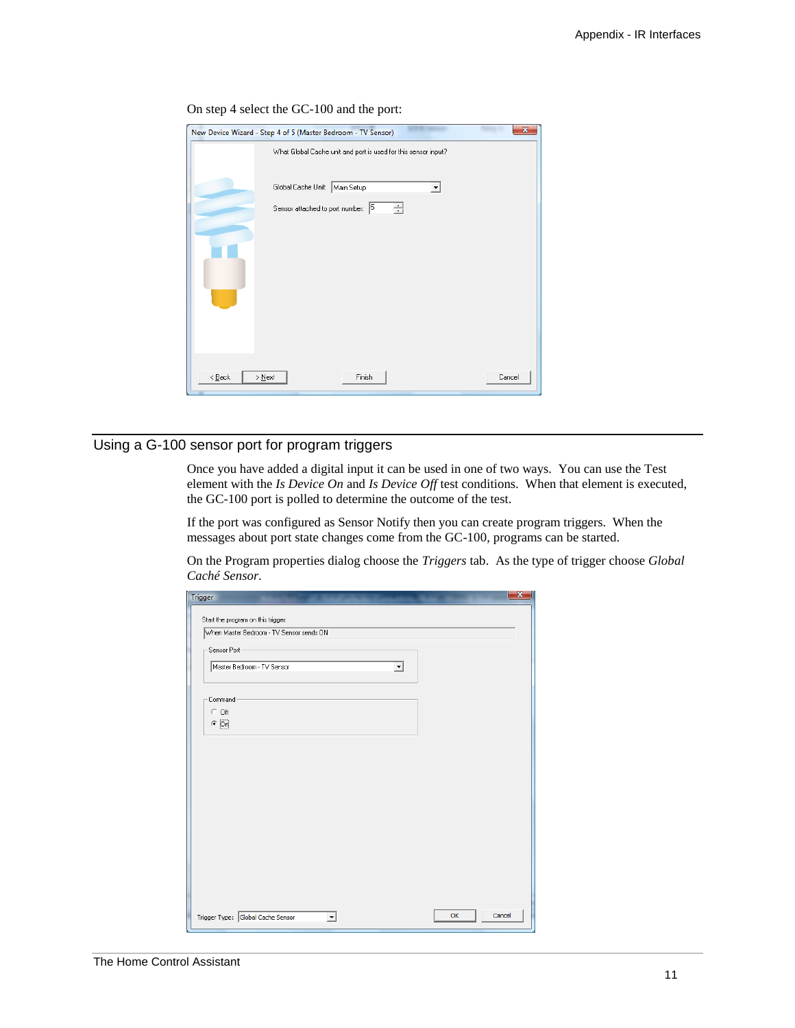On step 4 select the GC-100 and the port:

## Using a G-100 sensor port for program triggers

Once you have added a digital input it can be used in one of two ways. You can use the Test element with the *Is Device On* and *Is Device Off* test conditions. When that element is executed, the GC-100 port is polled to determine the outcome of the test.

If the port was configured as Sensor Notify then you can create program triggers. When the messages about port state changes come from the GC-100, programs can be started.

On the Program properties dialog choose the *Triggers* tab. As the type of trigger choose *Global Caché Sensor*.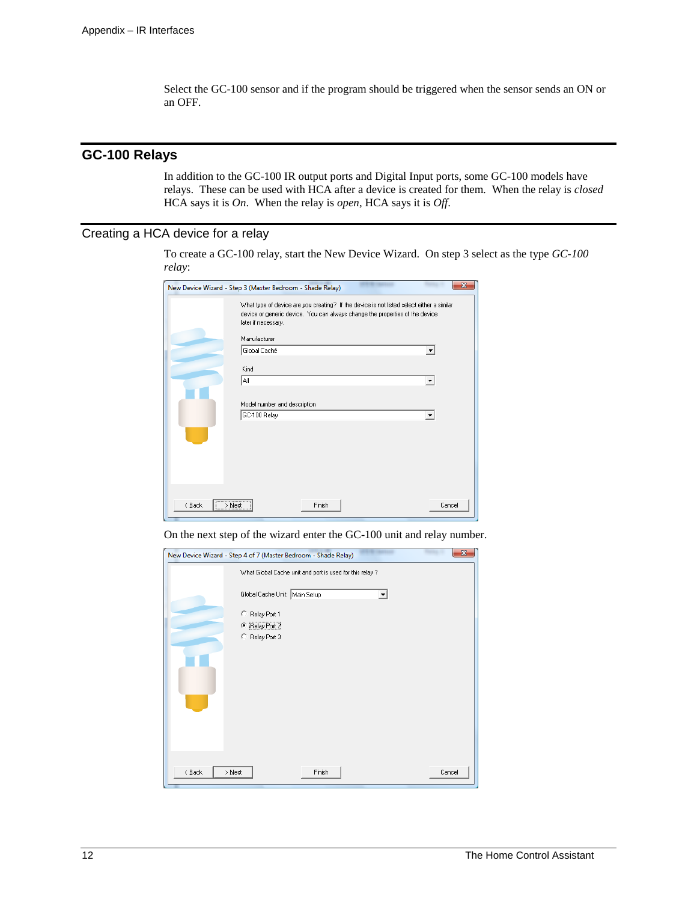Select the GC-100 sensor and if the program should be triggered when the sensor sends an ON or an OFF.

## GC-100 Relays

In addition to the GC-100 IR output ports and Digital Input ports, some GC-100 models have relays. These can be used with HCA after a device is created for them. When the relay is *closed* HCA says it is *On*. When the relay is *open*, HCA says it is *Off*.

### Creating a HCA device for a relay

To create a GC-100 relay, start the New Device Wizard. On step 3 select as the type *GC-100 relay*:

On the next step of the wizard enter the GC-100 unit and relay number.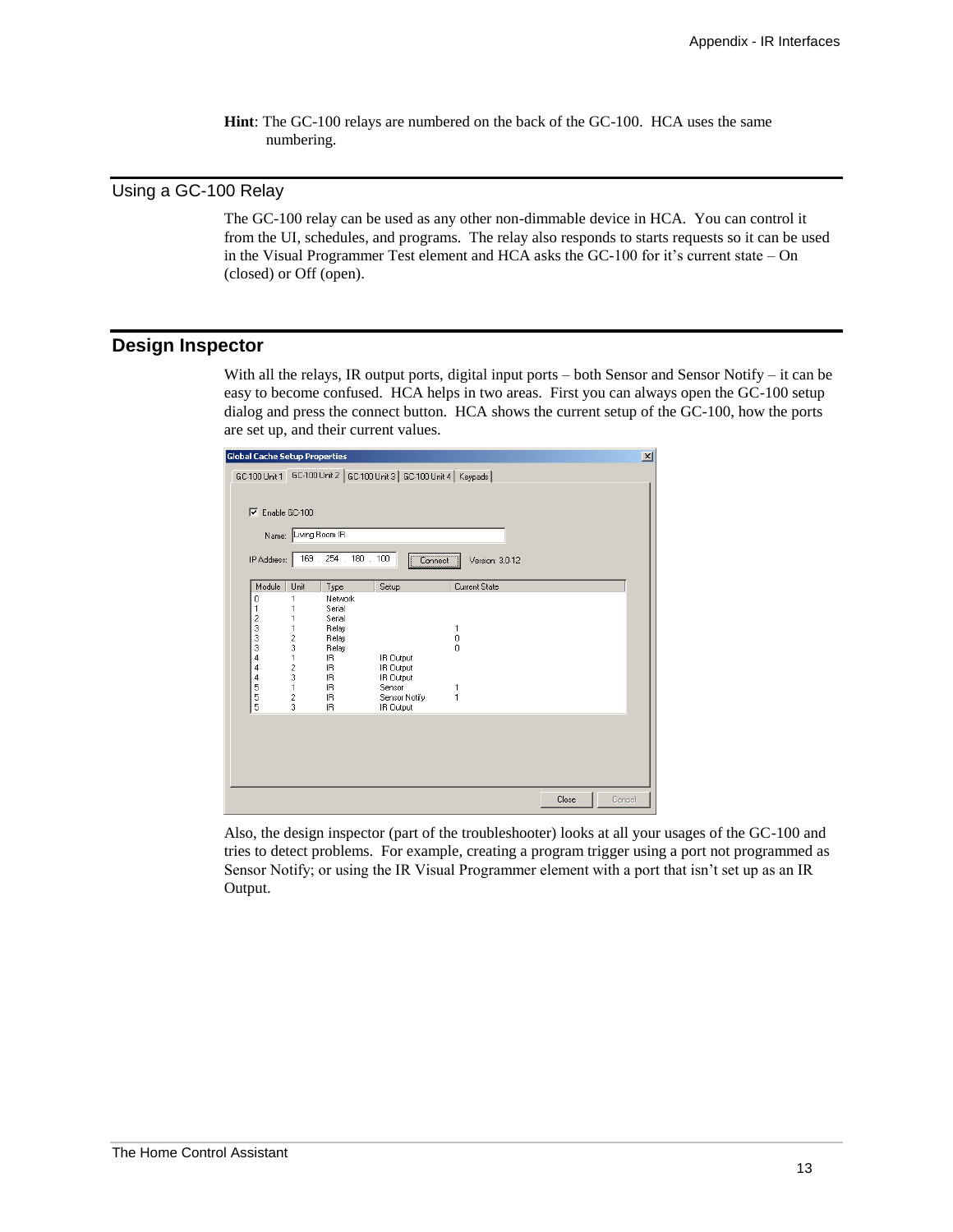**Hint**: The GC-100 relays are numbered on the back of the GC-100. HCA uses the same numbering.

## Using a GC-100 Relay

The GC-100 relay can be used as any other non-dimmable device in HCA. You can control it from the UI, schedules, and programs. The relay also responds to starts requests so it can be used in the Visual Programmer Test element and HCA asks the GC-100 for it's current state – On (closed) or Off (open).

# Design Inspector

With all the relays, IR output ports, digital input ports – both Sensor and Sensor Notify – it can be easy to become confused. HCA helps in two areas. First you can always open the GC-100 setup dialog and press the connect button. HCA shows the current setup of the GC-100, how the ports are set up, and their current values.

**Global Cache Setup Properties**

GC-100 Unit 1 | GC-100 Unit 2 | GC-100 Unit 3 | GC-100 Unit 4 | Keypads

☑ Enable GC-100

Name: Living Room IR

IP Address: 169 . 254 . 180 . 100   [Connect]   Version: 3.0-12

| Module | Unit | Type | Setup | Current State |
|---|---|---|---|---|
| 0 | 1 | Network | | |
| 1 | 1 | Serial | | |
| 2 | 1 | Serial | | |
| 3 | 1 | Relay | | 1 |
| 3 | 2 | Relay | | 0 |
| 3 | 3 | Relay | | 0 |
| 4 | 1 | IR | IR Output | |
| 4 | 2 | IR | IR Output | |
| 4 | 3 | IR | IR Output | |
| 5 | 1 | IR | Sensor | 1 |
| 5 | 2 | IR | Sensor Notify | 1 |
| 5 | 3 | IR | IR Output | |

[Close] [Cancel]

Also, the design inspector (part of the troubleshooter) looks at all your usages of the GC-100 and tries to detect problems. For example, creating a program trigger using a port not programmed as Sensor Notify; or using the IR Visual Programmer element with a port that isn't set up as an IR Output.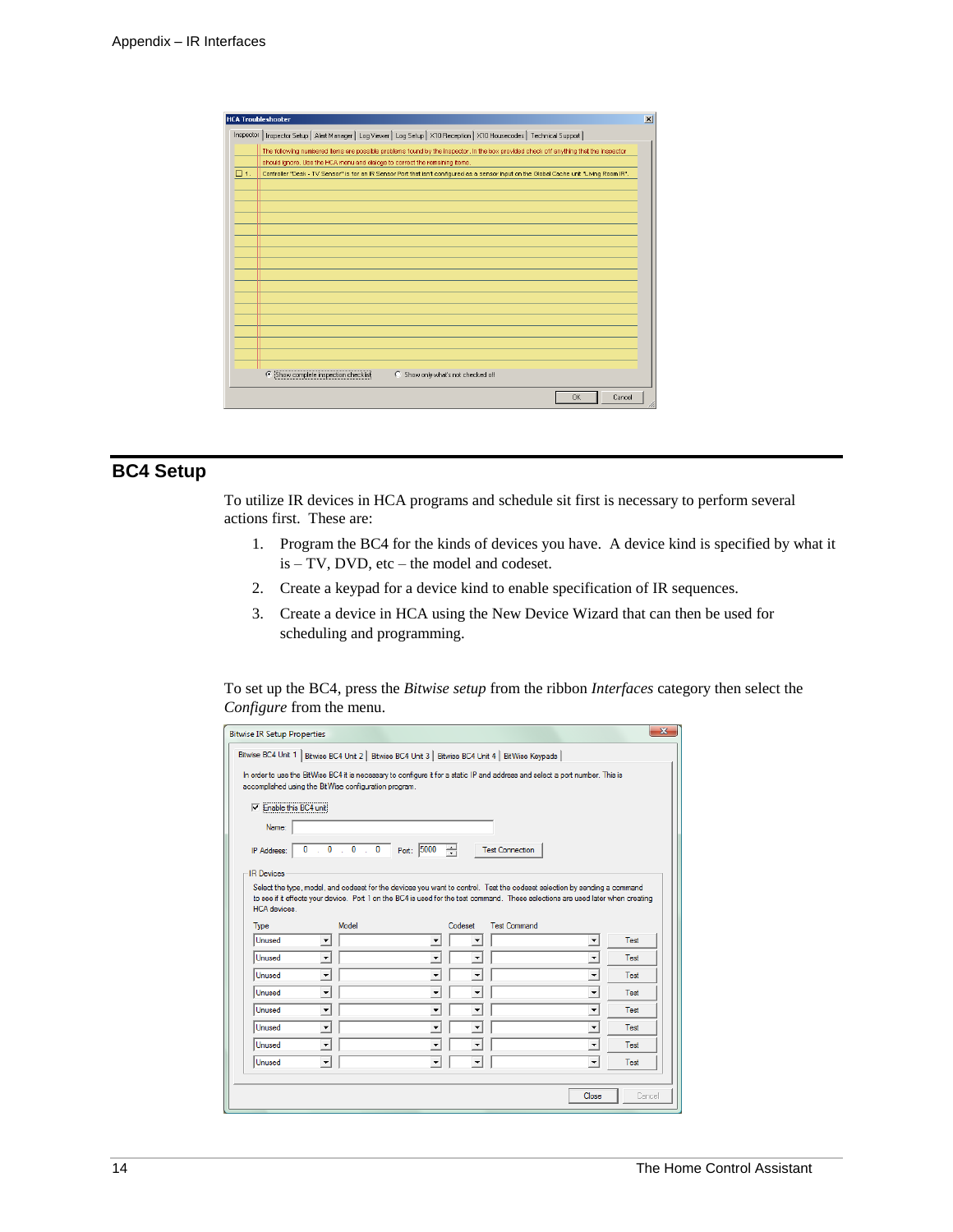## BC4 Setup

To utilize IR devices in HCA programs and schedule sit first is necessary to perform several actions first. These are:

1. Program the BC4 for the kinds of devices you have. A device kind is specified by what it is – TV, DVD, etc – the model and codeset.
2. Create a keypad for a device kind to enable specification of IR sequences.
3. Create a device in HCA using the New Device Wizard that can then be used for scheduling and programming.

To set up the BC4, press the *Bitwise setup* from the ribbon *Interfaces* category then select the *Configure* from the menu.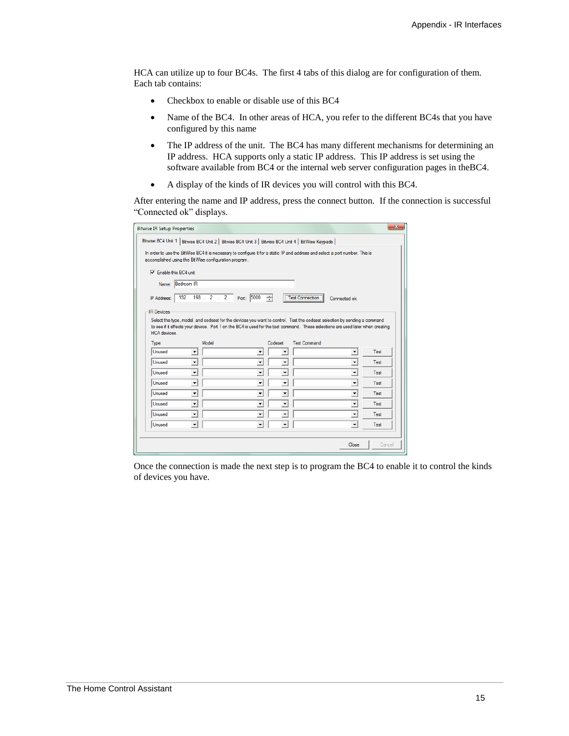HCA can utilize up to four BC4s. The first 4 tabs of this dialog are for configuration of them. Each tab contains:

- Checkbox to enable or disable use of this BC4
- Name of the BC4. In other areas of HCA, you refer to the different BC4s that you have configured by this name
- The IP address of the unit. The BC4 has many different mechanisms for determining an IP address. HCA supports only a static IP address. This IP address is set using the software available from BC4 or the internal web server configuration pages in theBC4.
- A display of the kinds of IR devices you will control with this BC4.

After entering the name and IP address, press the connect button. If the connection is successful "Connected ok" displays.

Once the connection is made the next step is to program the BC4 to enable it to control the kinds of devices you have.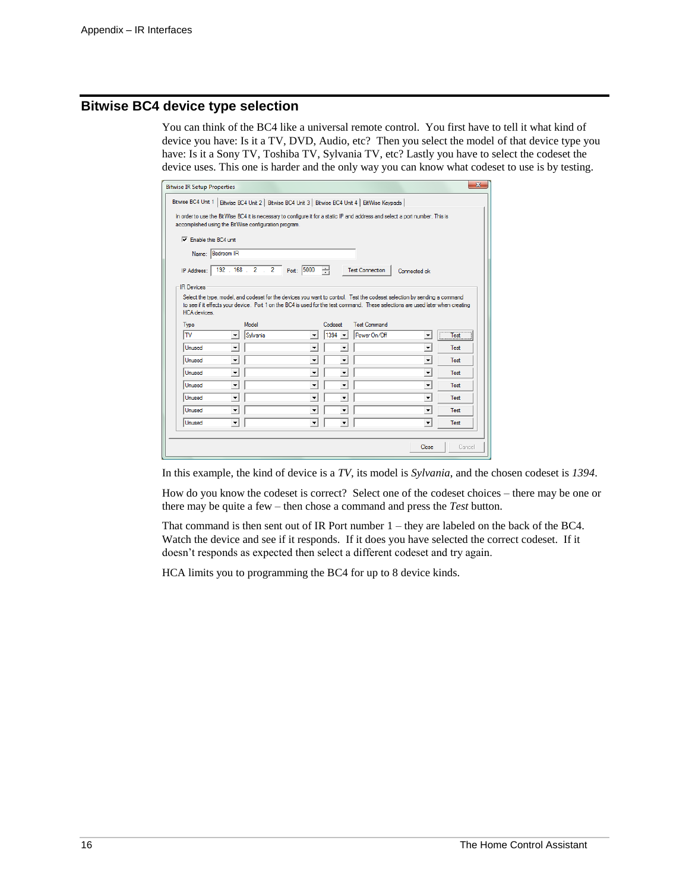## Bitwise BC4 device type selection

You can think of the BC4 like a universal remote control. You first have to tell it what kind of device you have: Is it a TV, DVD, Audio, etc? Then you select the model of that device type you have: Is it a Sony TV, Toshiba TV, Sylvania TV, etc? Lastly you have to select the codeset the device uses. This one is harder and the only way you can know what codeset to use is by testing.

In this example, the kind of device is a *TV*, its model is *Sylvania*, and the chosen codeset is *1394*.

How do you know the codeset is correct? Select one of the codeset choices – there may be one or there may be quite a few – then chose a command and press the *Test* button.

That command is then sent out of IR Port number 1 – they are labeled on the back of the BC4. Watch the device and see if it responds. If it does you have selected the correct codeset. If it doesn't responds as expected then select a different codeset and try again.

HCA limits you to programming the BC4 for up to 8 device kinds.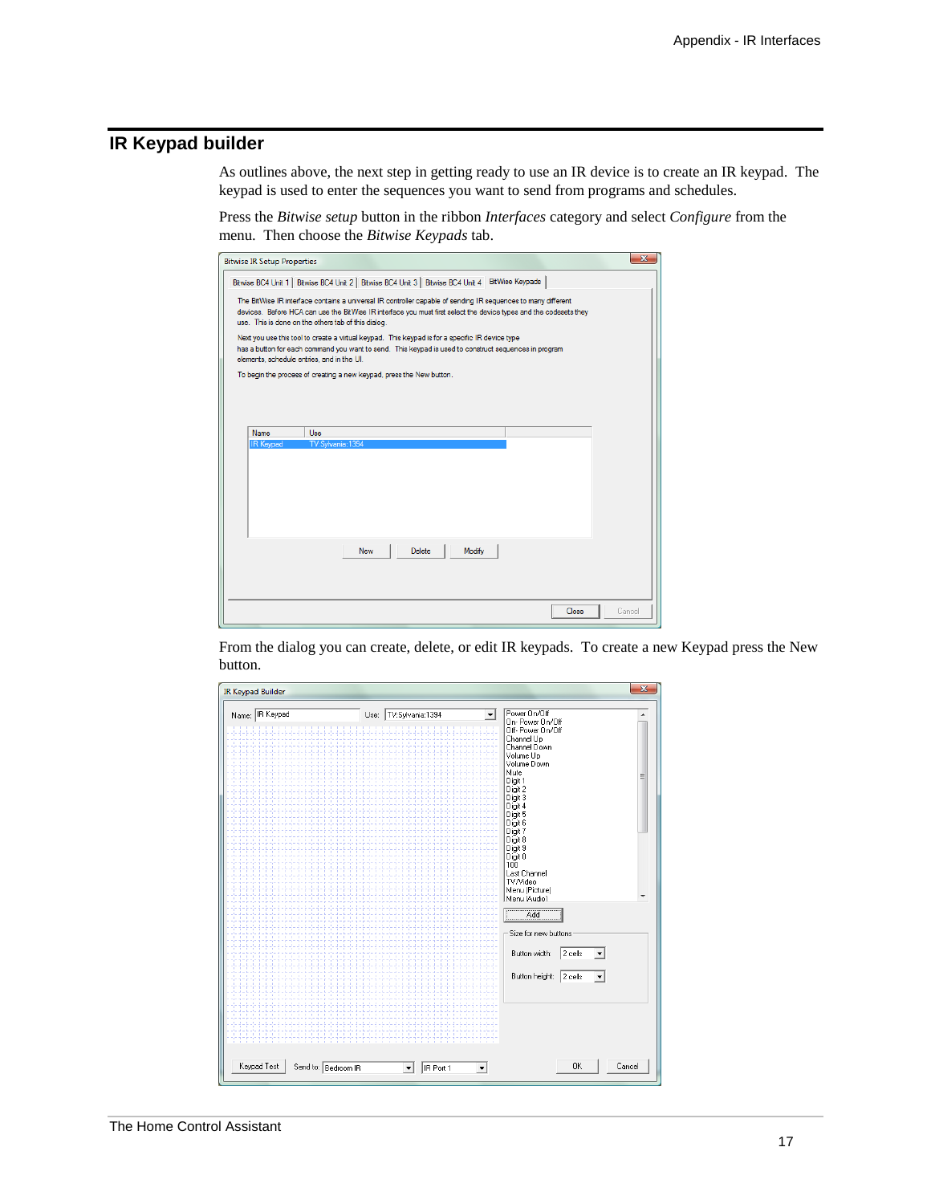## IR Keypad builder

As outlines above, the next step in getting ready to use an IR device is to create an IR keypad. The keypad is used to enter the sequences you want to send from programs and schedules.

Press the *Bitwise setup* button in the ribbon *Interfaces* category and select *Configure* from the menu. Then choose the *Bitwise Keypads* tab.

From the dialog you can create, delete, or edit IR keypads. To create a new Keypad press the New button.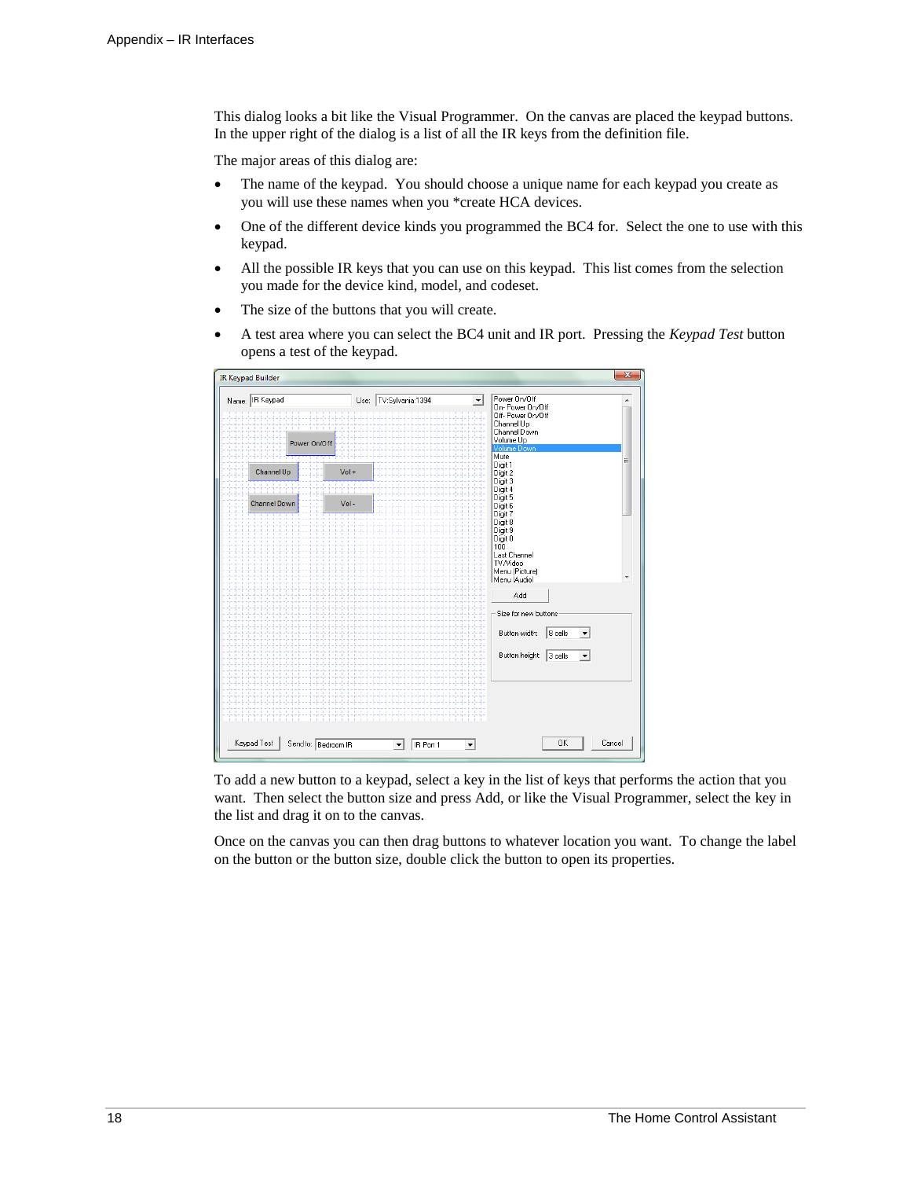This dialog looks a bit like the Visual Programmer. On the canvas are placed the keypad buttons. In the upper right of the dialog is a list of all the IR keys from the definition file.

The major areas of this dialog are:

- The name of the keypad. You should choose a unique name for each keypad you create as you will use these names when you *create HCA devices.
- One of the different device kinds you programmed the BC4 for. Select the one to use with this keypad.
- All the possible IR keys that you can use on this keypad. This list comes from the selection you made for the device kind, model, and codeset.
- The size of the buttons that you will create.
- A test area where you can select the BC4 unit and IR port. Pressing the *Keypad Test* button opens a test of the keypad.

To add a new button to a keypad, select a key in the list of keys that performs the action that you want. Then select the button size and press Add, or like the Visual Programmer, select the key in the list and drag it on to the canvas.

Once on the canvas you can then drag buttons to whatever location you want. To change the label on the button or the button size, double click the button to open its properties.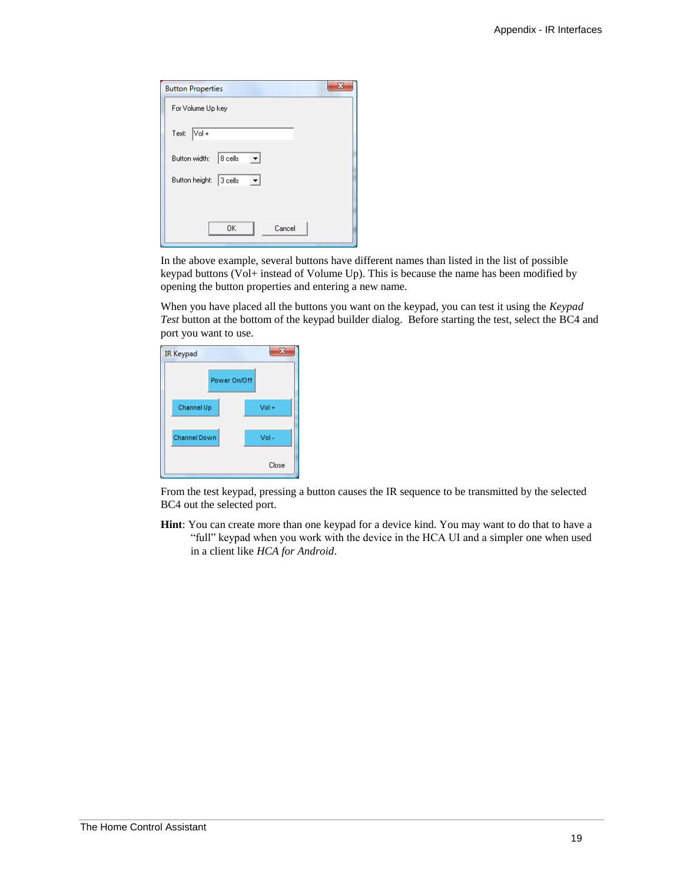In the above example, several buttons have different names than listed in the list of possible keypad buttons (Vol+ instead of Volume Up). This is because the name has been modified by opening the button properties and entering a new name.

When you have placed all the buttons you want on the keypad, you can test it using the *Keypad Test* button at the bottom of the keypad builder dialog. Before starting the test, select the BC4 and port you want to use.

From the test keypad, pressing a button causes the IR sequence to be transmitted by the selected BC4 out the selected port.

**Hint**: You can create more than one keypad for a device kind. You may want to do that to have a "full" keypad when you work with the device in the HCA UI and a simpler one when used in a client like *HCA for Android*.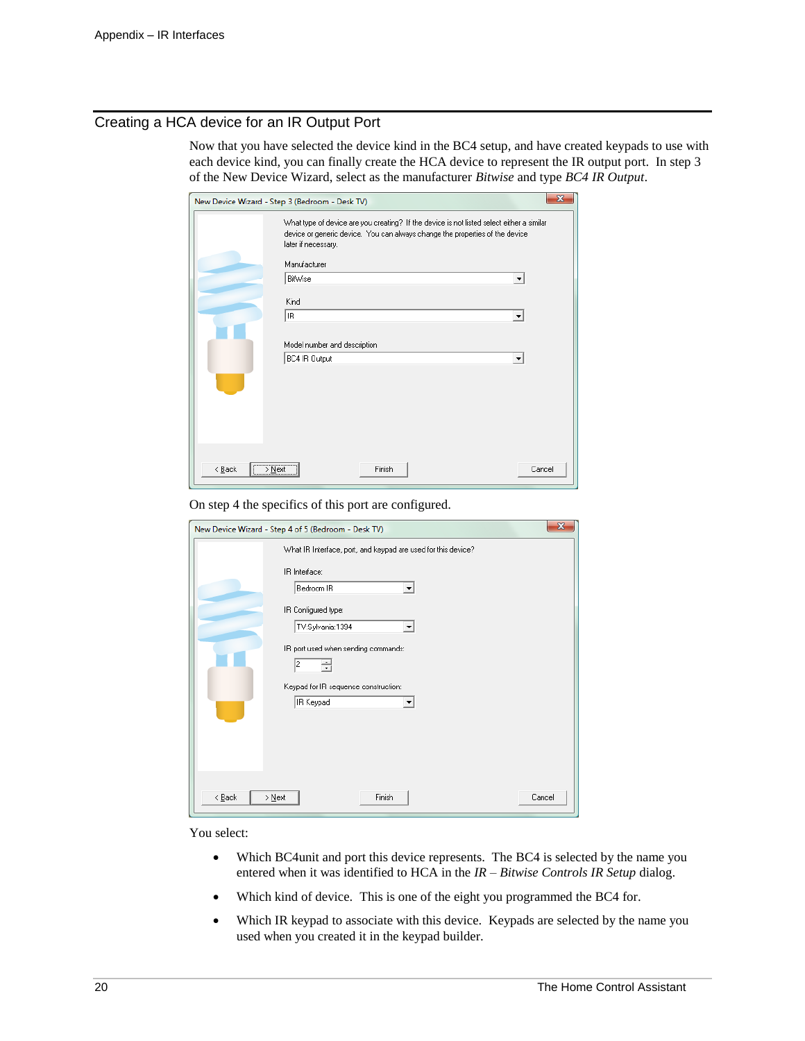## Creating a HCA device for an IR Output Port

Now that you have selected the device kind in the BC4 setup, and have created keypads to use with each device kind, you can finally create the HCA device to represent the IR output port. In step 3 of the New Device Wizard, select as the manufacturer *Bitwise* and type *BC4 IR Output*.

On step 4 the specifics of this port are configured.

You select:

- Which BC4unit and port this device represents. The BC4 is selected by the name you entered when it was identified to HCA in the *IR – Bitwise Controls IR Setup* dialog.
- Which kind of device. This is one of the eight you programmed the BC4 for.
- Which IR keypad to associate with this device. Keypads are selected by the name you used when you created it in the keypad builder.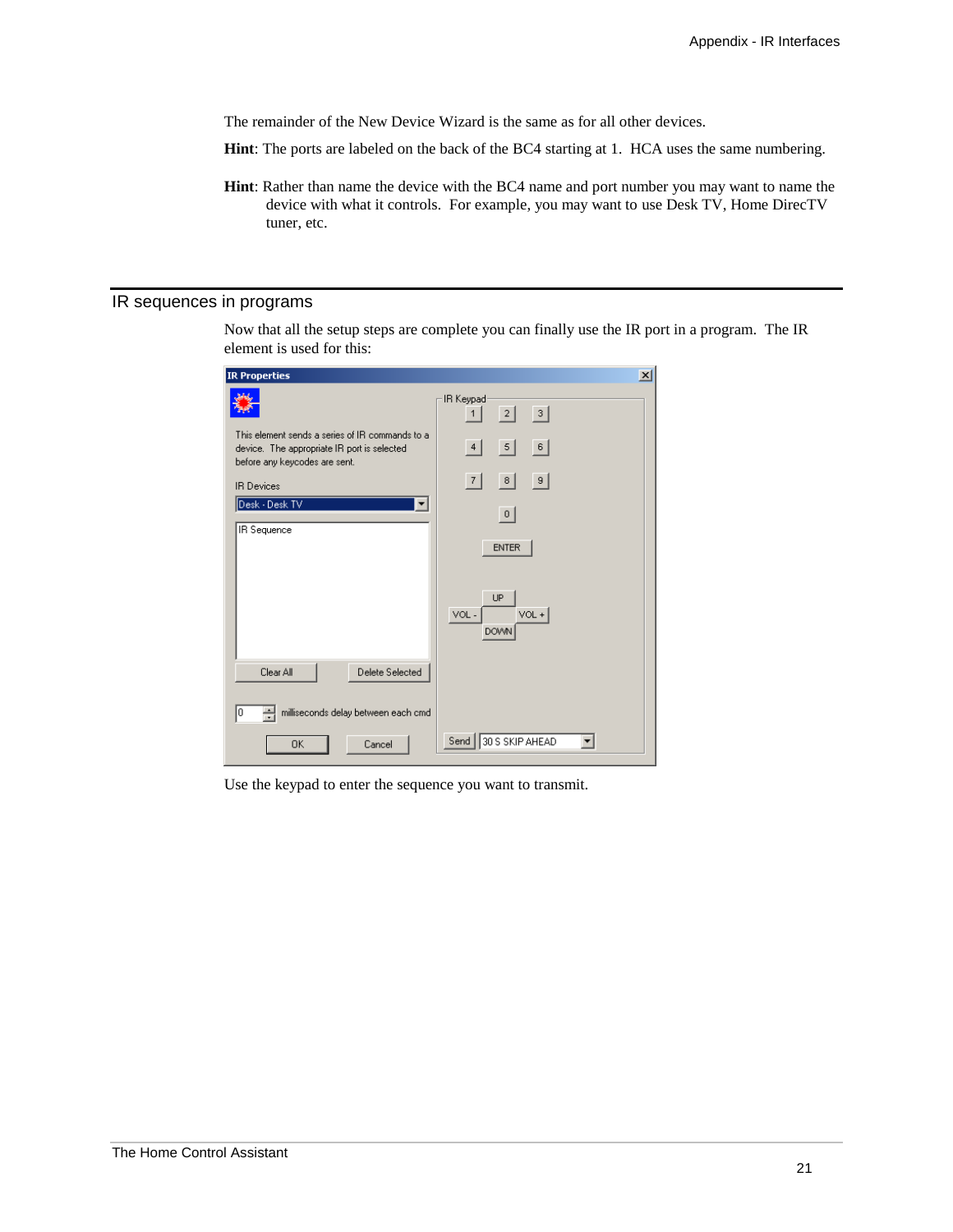The remainder of the New Device Wizard is the same as for all other devices.

**Hint**: The ports are labeled on the back of the BC4 starting at 1. HCA uses the same numbering.

**Hint**: Rather than name the device with the BC4 name and port number you may want to name the device with what it controls. For example, you may want to use Desk TV, Home DirecTV tuner, etc.

## IR sequences in programs

Now that all the setup steps are complete you can finally use the IR port in a program. The IR element is used for this:

Use the keypad to enter the sequence you want to transmit.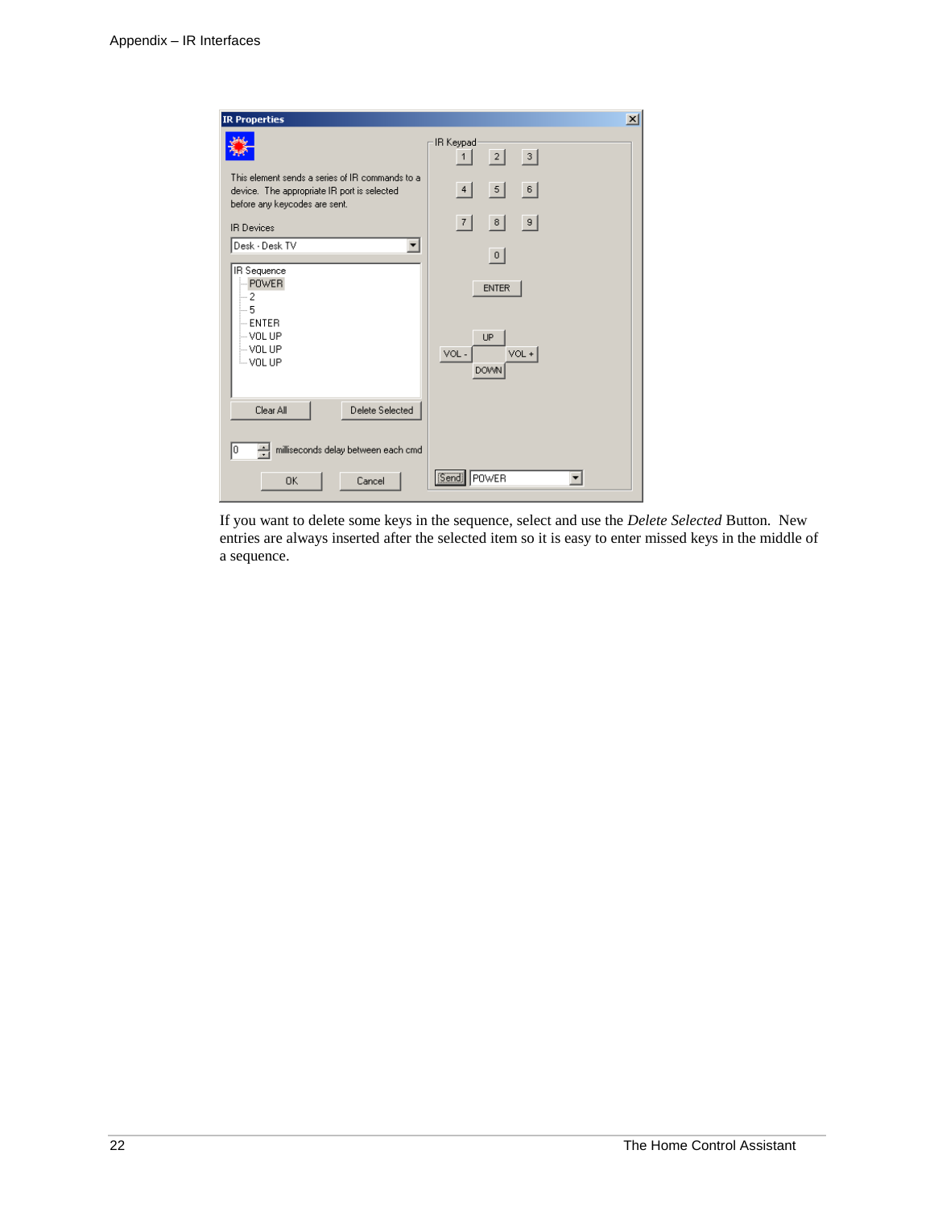If you want to delete some keys in the sequence, select and use the *Delete Selected* Button. New entries are always inserted after the selected item so it is easy to enter missed keys in the middle of a sequence.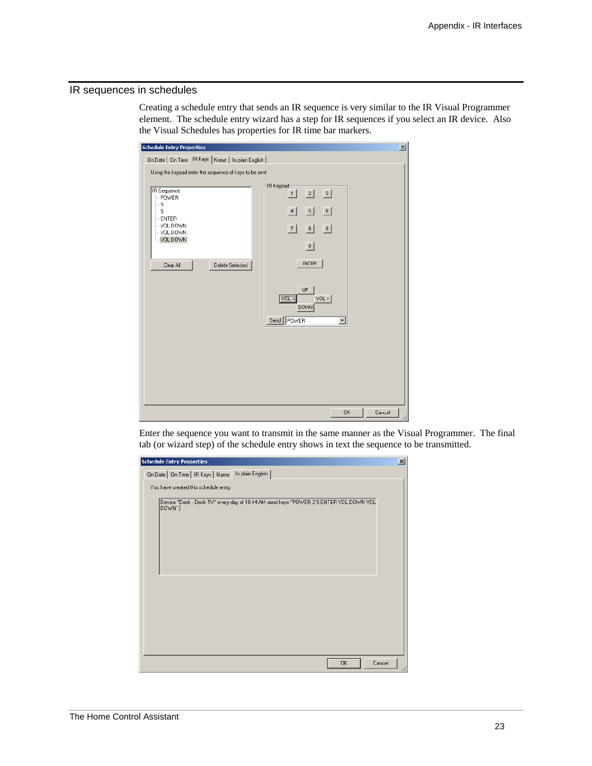## IR sequences in schedules

Creating a schedule entry that sends an IR sequence is very similar to the IR Visual Programmer element. The schedule entry wizard has a step for IR sequences if you select an IR device. Also the Visual Schedules has properties for IR time bar markers.

Enter the sequence you want to transmit in the same manner as the Visual Programmer. The final tab (or wizard step) of the schedule entry shows in text the sequence to be transmitted.